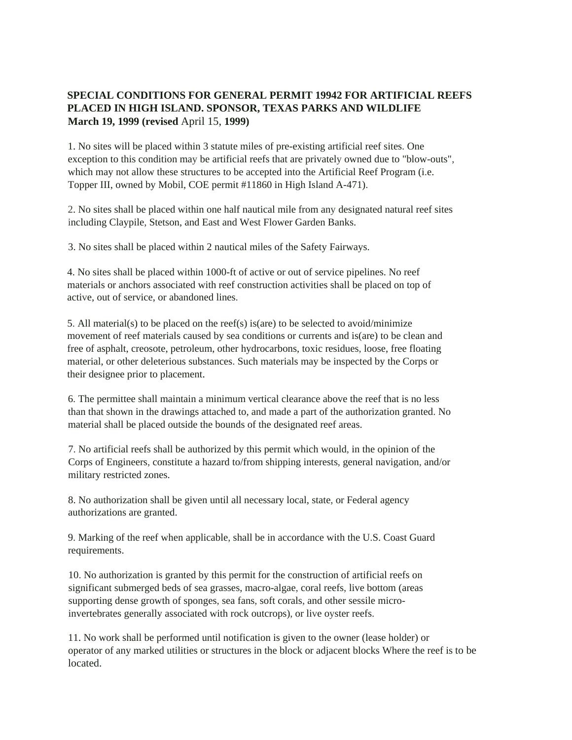**SPECIAL CONDITIONS FOR GENERAL PERMIT 19942 FOR ARTIFICIAL REEFS PLACED IN HIGH ISLAND. SPONSOR, TEXAS PARKS AND WILDLIFE**
**March 19, 1999 (revised** April 15, **1999)**

1. No sites will be placed within 3 statute miles of pre-existing artificial reef sites. One exception to this condition may be artificial reefs that are privately owned due to "blow-outs", which may not allow these structures to be accepted into the Artificial Reef Program (i.e. Topper III, owned by Mobil, COE permit #11860 in High Island A-471).

2. No sites shall be placed within one half nautical mile from any designated natural reef sites including Claypile, Stetson, and East and West Flower Garden Banks.

3. No sites shall be placed within 2 nautical miles of the Safety Fairways.

4. No sites shall be placed within 1000-ft of active or out of service pipelines. No reef materials or anchors associated with reef construction activities shall be placed on top of active, out of service, or abandoned lines.

5. All material(s) to be placed on the reef(s) is(are) to be selected to avoid/minimize movement of reef materials caused by sea conditions or currents and is(are) to be clean and free of asphalt, creosote, petroleum, other hydrocarbons, toxic residues, loose, free floating material, or other deleterious substances. Such materials may be inspected by the Corps or their designee prior to placement.

6. The permittee shall maintain a minimum vertical clearance above the reef that is no less than that shown in the drawings attached to, and made a part of the authorization granted. No material shall be placed outside the bounds of the designated reef areas.

7. No artificial reefs shall be authorized by this permit which would, in the opinion of the Corps of Engineers, constitute a hazard to/from shipping interests, general navigation, and/or military restricted zones.

8. No authorization shall be given until all necessary local, state, or Federal agency authorizations are granted.

9. Marking of the reef when applicable, shall be in accordance with the U.S. Coast Guard requirements.

10. No authorization is granted by this permit for the construction of artificial reefs on significant submerged beds of sea grasses, macro-algae, coral reefs, live bottom (areas supporting dense growth of sponges, sea fans, soft corals, and other sessile micro-invertebrates generally associated with rock outcrops), or live oyster reefs.

11. No work shall be performed until notification is given to the owner (lease holder) or operator of any marked utilities or structures in the block or adjacent blocks Where the reef is to be located.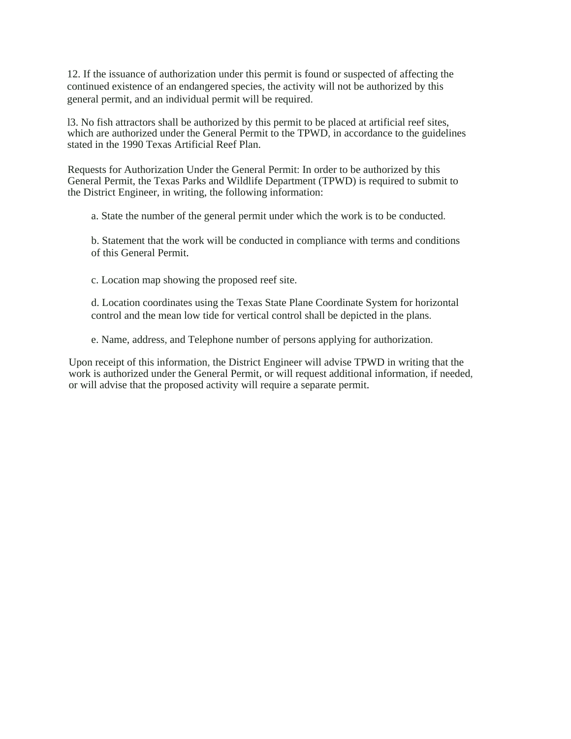12. If the issuance of authorization under this permit is found or suspected of affecting the continued existence of an endangered species, the activity will not be authorized by this general permit, and an individual permit will be required.

l3. No fish attractors shall be authorized by this permit to be placed at artificial reef sites, which are authorized under the General Permit to the TPWD, in accordance to the guidelines stated in the 1990 Texas Artificial Reef Plan.

Requests for Authorization Under the General Permit: In order to be authorized by this General Permit, the Texas Parks and Wildlife Department (TPWD) is required to submit to the District Engineer, in writing, the following information:

a. State the number of the general permit under which the work is to be conducted.

b. Statement that the work will be conducted in compliance with terms and conditions of this General Permit.

c. Location map showing the proposed reef site.

d. Location coordinates using the Texas State Plane Coordinate System for horizontal control and the mean low tide for vertical control shall be depicted in the plans.

e. Name, address, and Telephone number of persons applying for authorization.

Upon receipt of this information, the District Engineer will advise TPWD in writing that the work is authorized under the General Permit, or will request additional information, if needed, or will advise that the proposed activity will require a separate permit.